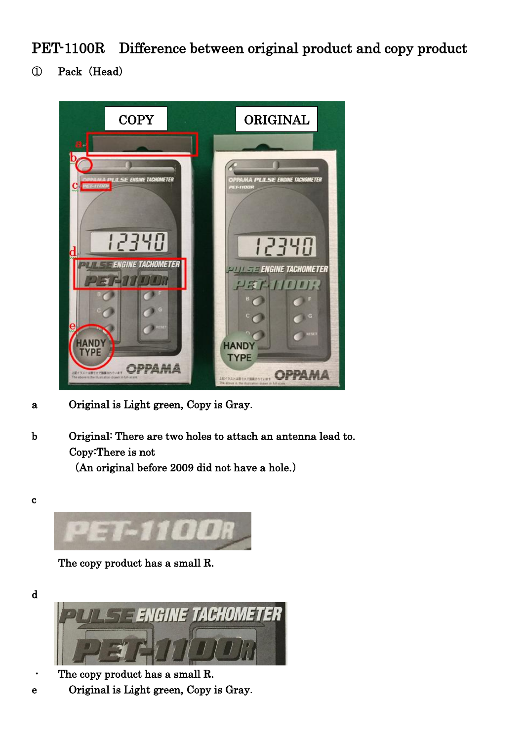# PET-1100R　Difference between original product and copy product

① 　Pack（Head)

a 　　Original is Light green, Copy is Gray.

b 　　Original: There are two holes to attach an antenna lead to.
　　　Copy:There is not
　　　（An original before 2009 did not have a hole.)

c

The copy product has a small R.

d

・ The copy product has a small R.

e 　　Original is Light green, Copy is Gray.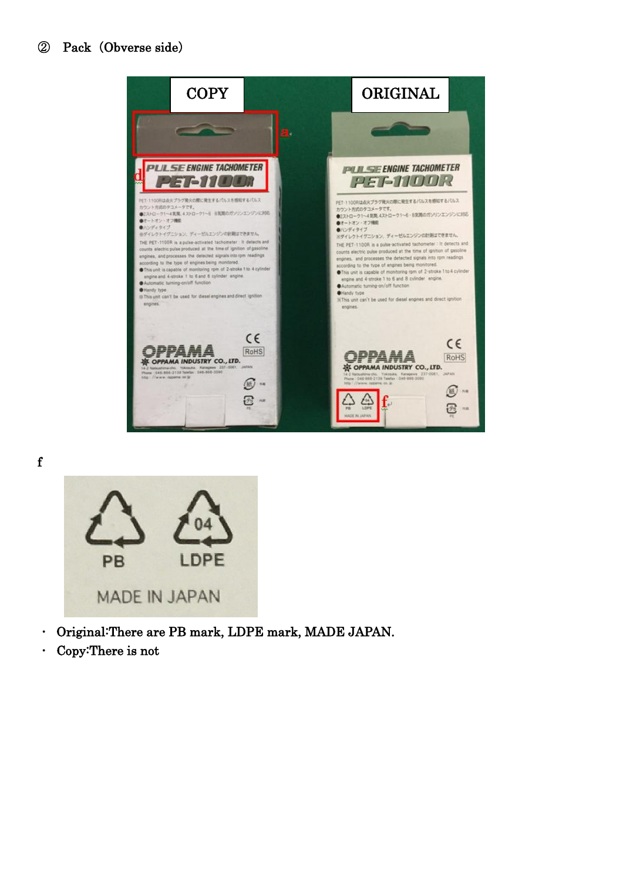② Pack（Obverse side）

f

- Original:There are PB mark, LDPE mark, MADE JAPAN.
- Copy:There is not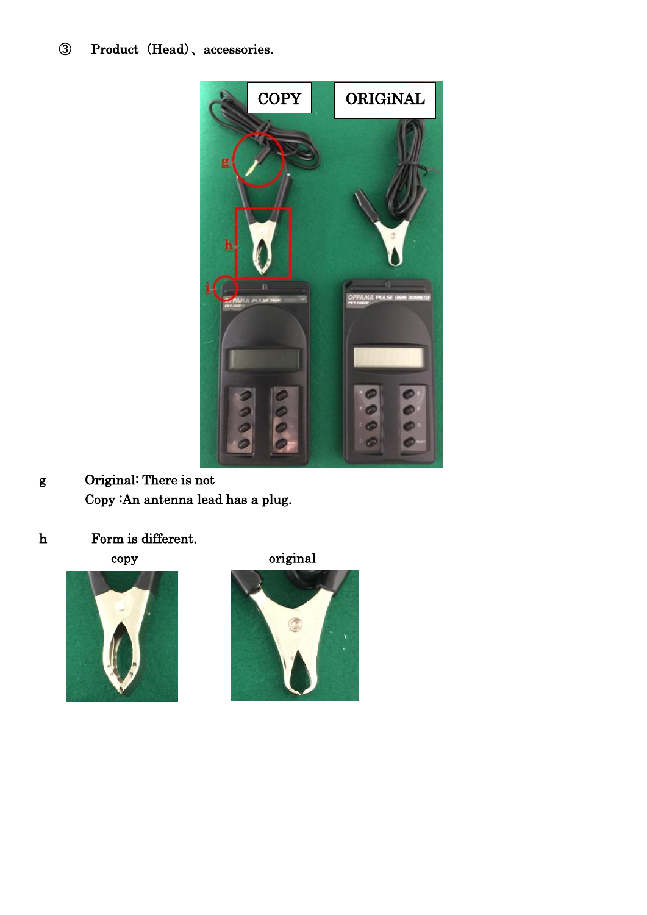③ Product（Head）、accessories.

g Original: There is not

Copy :An antenna lead has a plug.

h Form is different.

copy original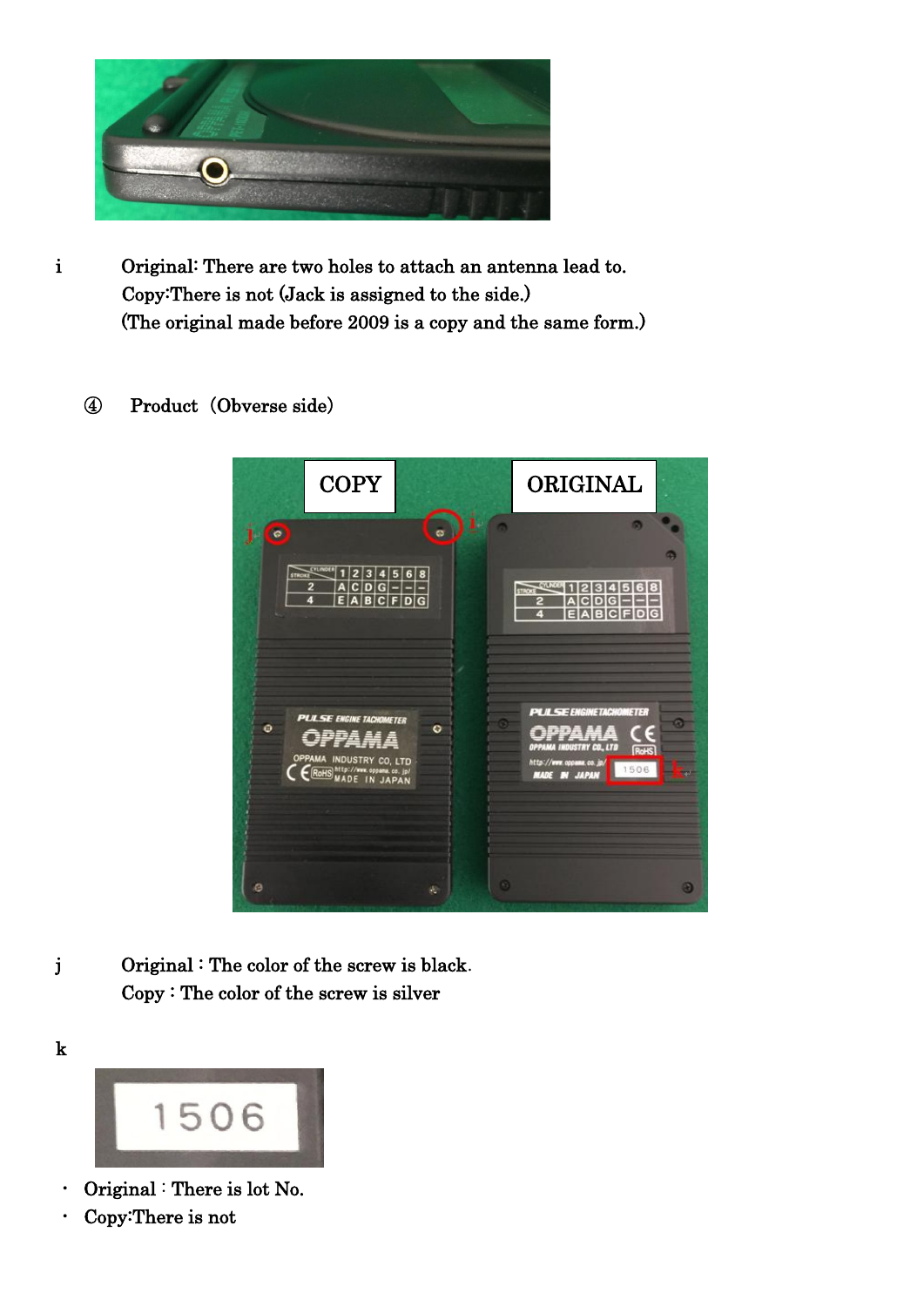i Original: There are two holes to attach an antenna lead to.
Copy:There is not (Jack is assigned to the side.)
(The original made before 2009 is a copy and the same form.)

④ Product（Obverse side）

j Original : The color of the screw is black.
Copy : The color of the screw is silver

k

- Original : There is lot No.
- Copy:There is not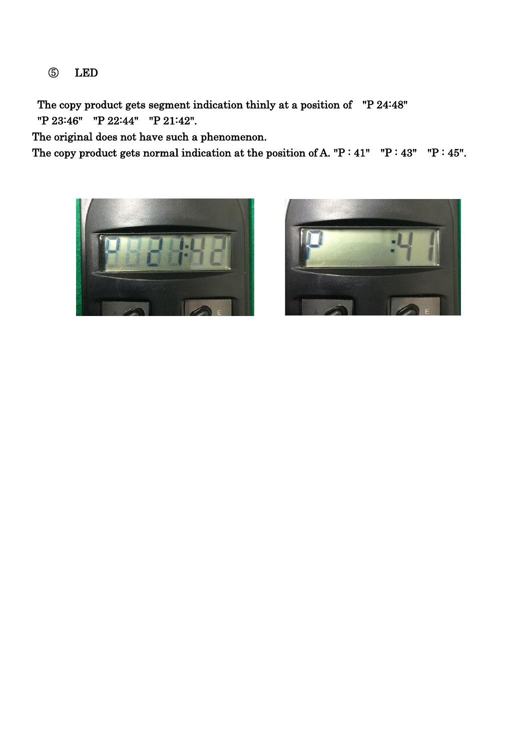⑤ LED

The copy product gets segment indication thinly at a position of "P 24:48" "P 23:46" "P 22:44" "P 21:42".

The original does not have such a phenomenon.

The copy product gets normal indication at the position of A. "P : 41" "P : 43" "P : 45".